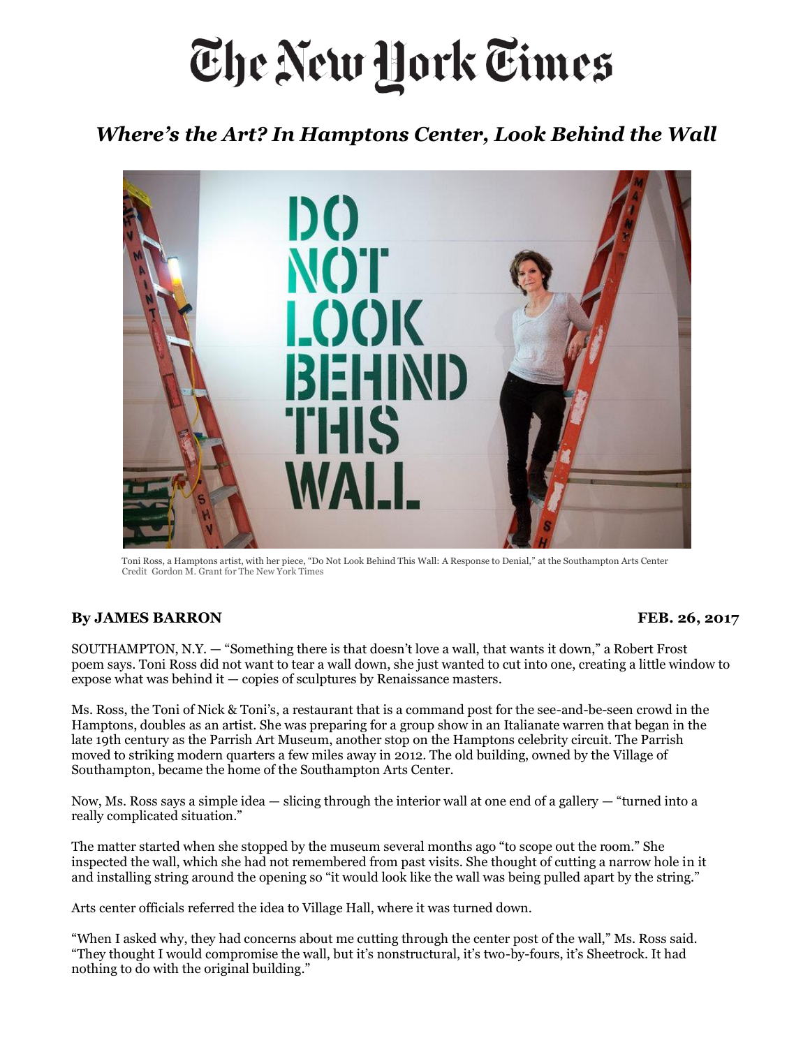# The New York Times

## *Where's the Art? In Hamptons Center, Look Behind the Wall*

Toni Ross, a Hamptons artist, with her piece, "Do Not Look Behind This Wall: A Response to Denial," at the Southampton Arts Center
Credit Gordon M. Grant for The New York Times

**By JAMES BARRON** **FEB. 26, 2017**

SOUTHAMPTON, N.Y. — "Something there is that doesn't love a wall, that wants it down," a Robert Frost poem says. Toni Ross did not want to tear a wall down, she just wanted to cut into one, creating a little window to expose what was behind it — copies of sculptures by Renaissance masters.

Ms. Ross, the Toni of Nick & Toni's, a restaurant that is a command post for the see-and-be-seen crowd in the Hamptons, doubles as an artist. She was preparing for a group show in an Italianate warren that began in the late 19th century as the Parrish Art Museum, another stop on the Hamptons celebrity circuit. The Parrish moved to striking modern quarters a few miles away in 2012. The old building, owned by the Village of Southampton, became the home of the Southampton Arts Center.

Now, Ms. Ross says a simple idea — slicing through the interior wall at one end of a gallery — "turned into a really complicated situation."

The matter started when she stopped by the museum several months ago "to scope out the room." She inspected the wall, which she had not remembered from past visits. She thought of cutting a narrow hole in it and installing string around the opening so "it would look like the wall was being pulled apart by the string."

Arts center officials referred the idea to Village Hall, where it was turned down.

"When I asked why, they had concerns about me cutting through the center post of the wall," Ms. Ross said. "They thought I would compromise the wall, but it's nonstructural, it's two-by-fours, it's Sheetrock. It had nothing to do with the original building."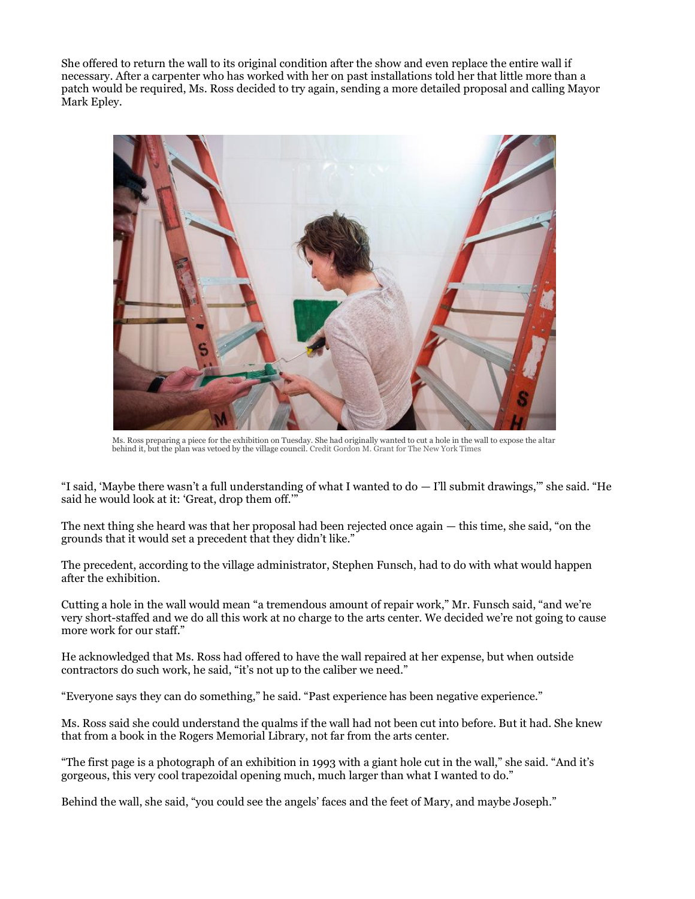She offered to return the wall to its original condition after the show and even replace the entire wall if necessary. After a carpenter who has worked with her on past installations told her that little more than a patch would be required, Ms. Ross decided to try again, sending a more detailed proposal and calling Mayor Mark Epley.

Ms. Ross preparing a piece for the exhibition on Tuesday. She had originally wanted to cut a hole in the wall to expose the altar behind it, but the plan was vetoed by the village council. Credit Gordon M. Grant for The New York Times

"I said, 'Maybe there wasn't a full understanding of what I wanted to do — I'll submit drawings,'" she said. "He said he would look at it: 'Great, drop them off.'"

The next thing she heard was that her proposal had been rejected once again — this time, she said, "on the grounds that it would set a precedent that they didn't like."

The precedent, according to the village administrator, Stephen Funsch, had to do with what would happen after the exhibition.

Cutting a hole in the wall would mean "a tremendous amount of repair work," Mr. Funsch said, "and we're very short-staffed and we do all this work at no charge to the arts center. We decided we're not going to cause more work for our staff."

He acknowledged that Ms. Ross had offered to have the wall repaired at her expense, but when outside contractors do such work, he said, "it's not up to the caliber we need."

"Everyone says they can do something," he said. "Past experience has been negative experience."

Ms. Ross said she could understand the qualms if the wall had not been cut into before. But it had. She knew that from a book in the Rogers Memorial Library, not far from the arts center.

"The first page is a photograph of an exhibition in 1993 with a giant hole cut in the wall," she said. "And it's gorgeous, this very cool trapezoidal opening much, much larger than what I wanted to do."

Behind the wall, she said, "you could see the angels' faces and the feet of Mary, and maybe Joseph."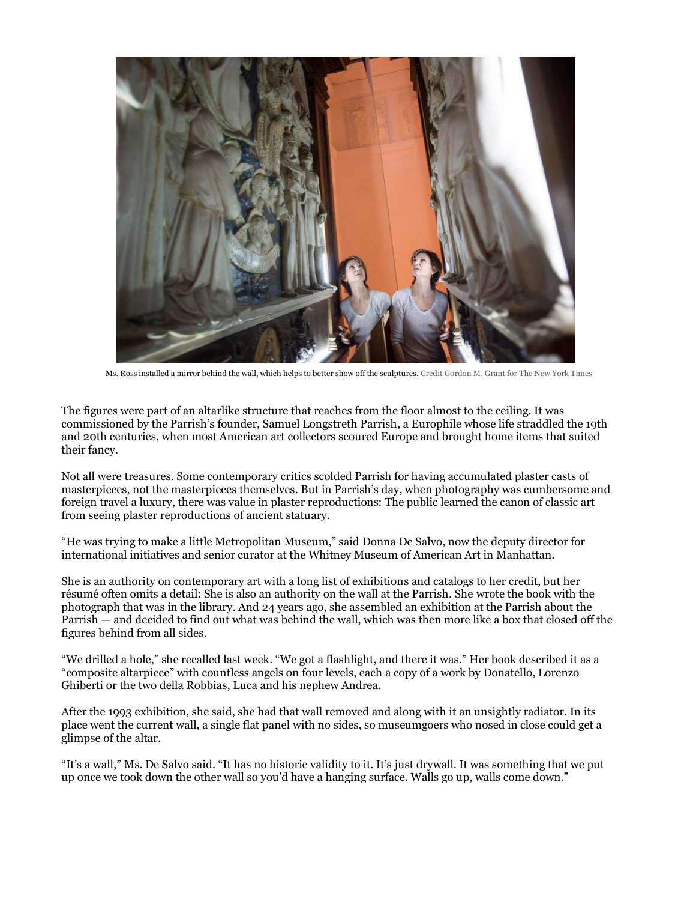Ms. Ross installed a mirror behind the wall, which helps to better show off the sculptures. Credit Gordon M. Grant for The New York Times

The figures were part of an altarlike structure that reaches from the floor almost to the ceiling. It was commissioned by the Parrish's founder, Samuel Longstreth Parrish, a Europhile whose life straddled the 19th and 20th centuries, when most American art collectors scoured Europe and brought home items that suited their fancy.

Not all were treasures. Some contemporary critics scolded Parrish for having accumulated plaster casts of masterpieces, not the masterpieces themselves. But in Parrish's day, when photography was cumbersome and foreign travel a luxury, there was value in plaster reproductions: The public learned the canon of classic art from seeing plaster reproductions of ancient statuary.

"He was trying to make a little Metropolitan Museum," said Donna De Salvo, now the deputy director for international initiatives and senior curator at the Whitney Museum of American Art in Manhattan.

She is an authority on contemporary art with a long list of exhibitions and catalogs to her credit, but her résumé often omits a detail: She is also an authority on the wall at the Parrish. She wrote the book with the photograph that was in the library. And 24 years ago, she assembled an exhibition at the Parrish about the Parrish — and decided to find out what was behind the wall, which was then more like a box that closed off the figures behind from all sides.

"We drilled a hole," she recalled last week. "We got a flashlight, and there it was." Her book described it as a "composite altarpiece" with countless angels on four levels, each a copy of a work by Donatello, Lorenzo Ghiberti or the two della Robbias, Luca and his nephew Andrea.

After the 1993 exhibition, she said, she had that wall removed and along with it an unsightly radiator. In its place went the current wall, a single flat panel with no sides, so museumgoers who nosed in close could get a glimpse of the altar.

"It's a wall," Ms. De Salvo said. "It has no historic validity to it. It's just drywall. It was something that we put up once we took down the other wall so you'd have a hanging surface. Walls go up, walls come down."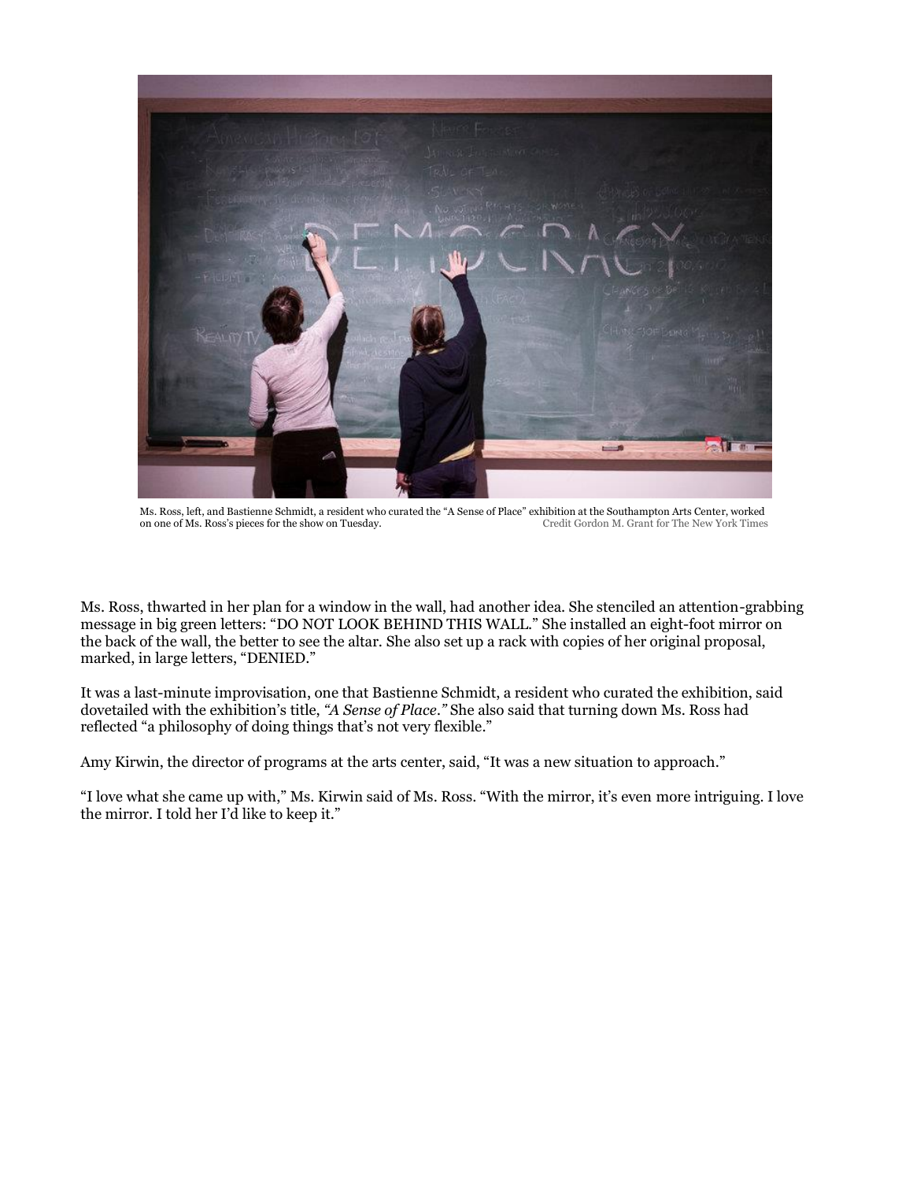Ms. Ross, left, and Bastienne Schmidt, a resident who curated the "A Sense of Place" exhibition at the Southampton Arts Center, worked on one of Ms. Ross's pieces for the show on Tuesday. Credit Gordon M. Grant for The New York Times

Ms. Ross, thwarted in her plan for a window in the wall, had another idea. She stenciled an attention-grabbing message in big green letters: "DO NOT LOOK BEHIND THIS WALL." She installed an eight-foot mirror on the back of the wall, the better to see the altar. She also set up a rack with copies of her original proposal, marked, in large letters, "DENIED."

It was a last-minute improvisation, one that Bastienne Schmidt, a resident who curated the exhibition, said dovetailed with the exhibition's title, *"A Sense of Place."* She also said that turning down Ms. Ross had reflected "a philosophy of doing things that's not very flexible."

Amy Kirwin, the director of programs at the arts center, said, "It was a new situation to approach."

"I love what she came up with," Ms. Kirwin said of Ms. Ross. "With the mirror, it's even more intriguing. I love the mirror. I told her I'd like to keep it."